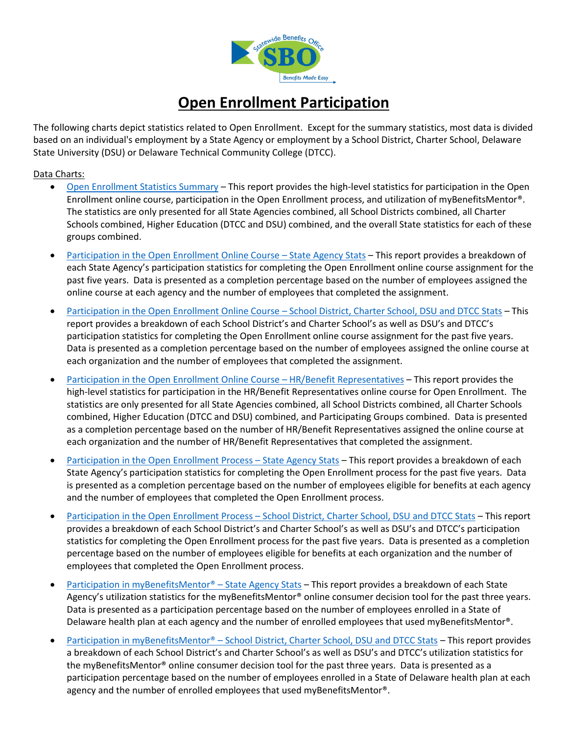# Open Enrollment Participation

The following charts depict statistics related to Open Enrollment. Except for the summary statistics, most data is divided based on an individual's employment by a State Agency or employment by a School District, Charter School, Delaware State University (DSU) or Delaware Technical Community College (DTCC).

Data Charts:

- Open Enrollment Statistics Summary – This report provides the high-level statistics for participation in the Open Enrollment online course, participation in the Open Enrollment process, and utilization of myBenefitsMentor®. The statistics are only presented for all State Agencies combined, all School Districts combined, all Charter Schools combined, Higher Education (DTCC and DSU) combined, and the overall State statistics for each of these groups combined.
- Participation in the Open Enrollment Online Course – State Agency Stats – This report provides a breakdown of each State Agency's participation statistics for completing the Open Enrollment online course assignment for the past five years. Data is presented as a completion percentage based on the number of employees assigned the online course at each agency and the number of employees that completed the assignment.
- Participation in the Open Enrollment Online Course – School District, Charter School, DSU and DTCC Stats – This report provides a breakdown of each School District's and Charter School's as well as DSU's and DTCC's participation statistics for completing the Open Enrollment online course assignment for the past five years. Data is presented as a completion percentage based on the number of employees assigned the online course at each organization and the number of employees that completed the assignment.
- Participation in the Open Enrollment Online Course – HR/Benefit Representatives – This report provides the high-level statistics for participation in the HR/Benefit Representatives online course for Open Enrollment. The statistics are only presented for all State Agencies combined, all School Districts combined, all Charter Schools combined, Higher Education (DTCC and DSU) combined, and Participating Groups combined. Data is presented as a completion percentage based on the number of HR/Benefit Representatives assigned the online course at each organization and the number of HR/Benefit Representatives that completed the assignment.
- Participation in the Open Enrollment Process – State Agency Stats – This report provides a breakdown of each State Agency's participation statistics for completing the Open Enrollment process for the past five years. Data is presented as a completion percentage based on the number of employees eligible for benefits at each agency and the number of employees that completed the Open Enrollment process.
- Participation in the Open Enrollment Process – School District, Charter School, DSU and DTCC Stats – This report provides a breakdown of each School District's and Charter School's as well as DSU's and DTCC's participation statistics for completing the Open Enrollment process for the past five years. Data is presented as a completion percentage based on the number of employees eligible for benefits at each organization and the number of employees that completed the Open Enrollment process.
- Participation in myBenefitsMentor® – State Agency Stats – This report provides a breakdown of each State Agency's utilization statistics for the myBenefitsMentor® online consumer decision tool for the past three years. Data is presented as a participation percentage based on the number of employees enrolled in a State of Delaware health plan at each agency and the number of enrolled employees that used myBenefitsMentor®.
- Participation in myBenefitsMentor® – School District, Charter School, DSU and DTCC Stats – This report provides a breakdown of each School District's and Charter School's as well as DSU's and DTCC's utilization statistics for the myBenefitsMentor® online consumer decision tool for the past three years. Data is presented as a participation percentage based on the number of employees enrolled in a State of Delaware health plan at each agency and the number of enrolled employees that used myBenefitsMentor®.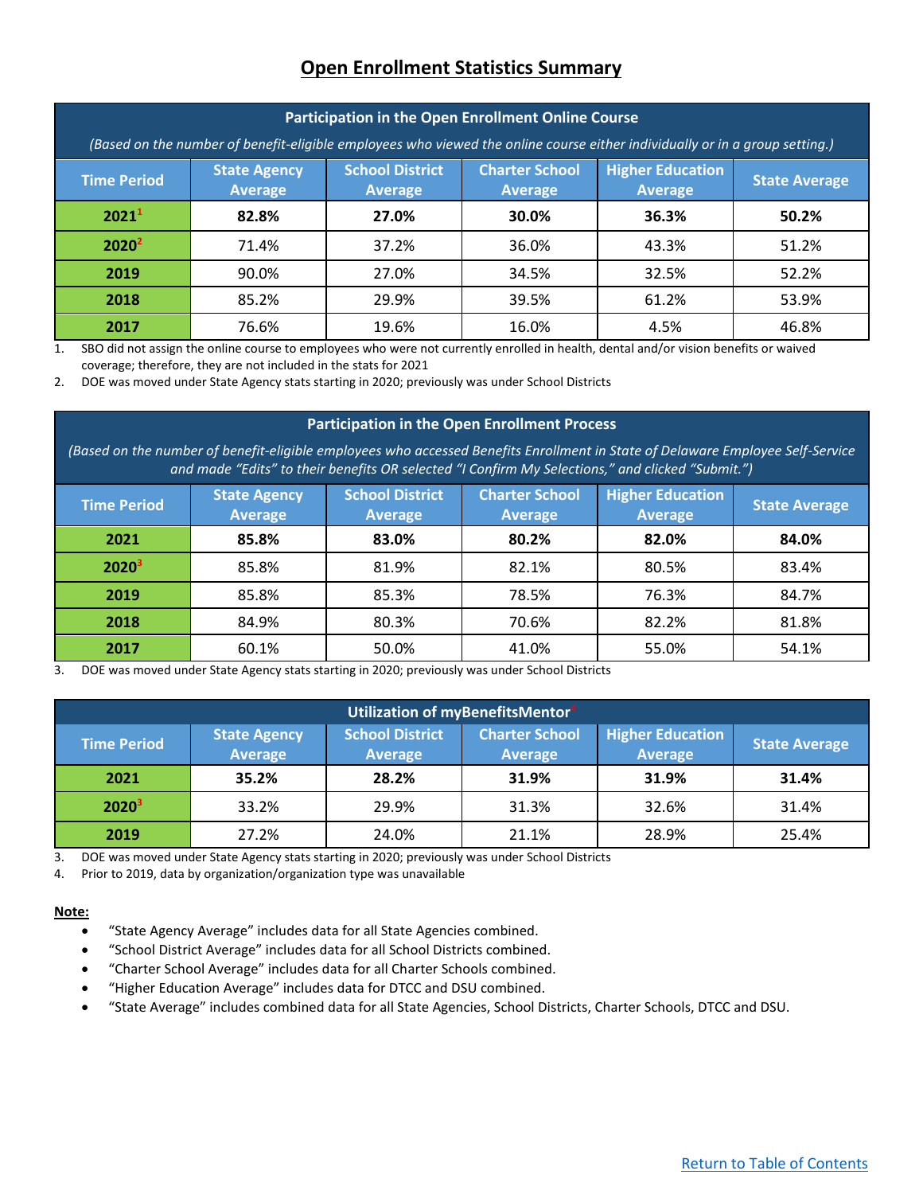# Open Enrollment Statistics Summary

| Participation in the Open Enrollment Online Course | | | | | |
|---|---|---|---|---|---|
| *(Based on the number of benefit-eligible employees who viewed the online course either individually or in a group setting.)* | | | | | |
| **Time Period** | **State Agency Average** | **School District Average** | **Charter School Average** | **Higher Education Average** | **State Average** |
| **2021[1]** | **82.8%** | **27.0%** | **30.0%** | **36.3%** | **50.2%** |
| **2020[2]** | 71.4% | 37.2% | 36.0% | 43.3% | 51.2% |
| **2019** | 90.0% | 27.0% | 34.5% | 32.5% | 52.2% |
| **2018** | 85.2% | 29.9% | 39.5% | 61.2% | 53.9% |
| **2017** | 76.6% | 19.6% | 16.0% | 4.5% | 46.8% |

1. SBO did not assign the online course to employees who were not currently enrolled in health, dental and/or vision benefits or waived coverage; therefore, they are not included in the stats for 2021
2. DOE was moved under State Agency stats starting in 2020; previously was under School Districts

| Participation in the Open Enrollment Process | | | | | |
|---|---|---|---|---|---|
| *(Based on the number of benefit-eligible employees who accessed Benefits Enrollment in State of Delaware Employee Self-Service and made "Edits" to their benefits OR selected "I Confirm My Selections," and clicked "Submit.")* | | | | | |
| **Time Period** | **State Agency Average** | **School District Average** | **Charter School Average** | **Higher Education Average** | **State Average** |
| **2021** | **85.8%** | **83.0%** | **80.2%** | **82.0%** | **84.0%** |
| **2020[3]** | 85.8% | 81.9% | 82.1% | 80.5% | 83.4% |
| **2019** | 85.8% | 85.3% | 78.5% | 76.3% | 84.7% |
| **2018** | 84.9% | 80.3% | 70.6% | 82.2% | 81.8% |
| **2017** | 60.1% | 50.0% | 41.0% | 55.0% | 54.1% |

3. DOE was moved under State Agency stats starting in 2020; previously was under School Districts

| Utilization of myBenefitsMentor[4] | | | | | |
|---|---|---|---|---|---|
| **Time Period** | **State Agency Average** | **School District Average** | **Charter School Average** | **Higher Education Average** | **State Average** |
| **2021** | **35.2%** | **28.2%** | **31.9%** | **31.9%** | **31.4%** |
| **2020[3]** | 33.2% | 29.9% | 31.3% | 32.6% | 31.4% |
| **2019** | 27.2% | 24.0% | 21.1% | 28.9% | 25.4% |

3. DOE was moved under State Agency stats starting in 2020; previously was under School Districts
4. Prior to 2019, data by organization/organization type was unavailable

**Note:**

- "State Agency Average" includes data for all State Agencies combined.
- "School District Average" includes data for all School Districts combined.
- "Charter School Average" includes data for all Charter Schools combined.
- "Higher Education Average" includes data for DTCC and DSU combined.
- "State Average" includes combined data for all State Agencies, School Districts, Charter Schools, DTCC and DSU.

Return to Table of Contents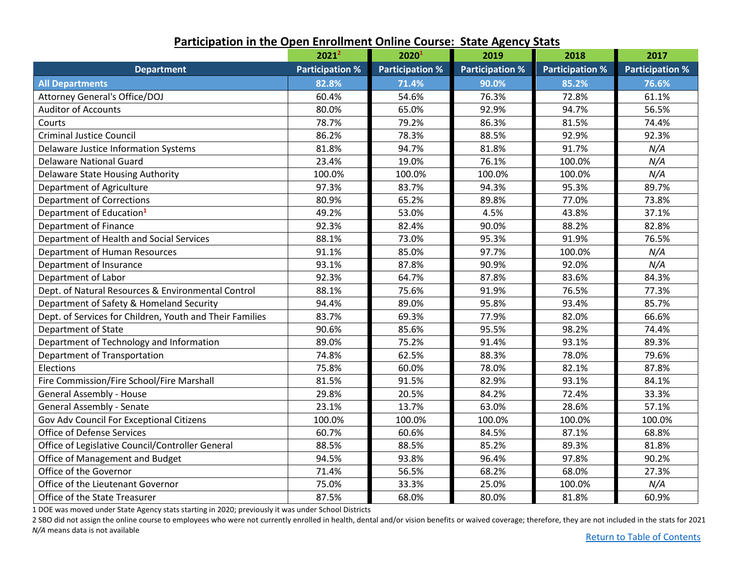## Participation in the Open Enrollment Online Course: State Agency Stats

| | 2021[2] | 2020[1] | 2019 | 2018 | 2017 |
|---|---|---|---|---|---|
| **Department** | **Participation %** | **Participation %** | **Participation %** | **Participation %** | **Participation %** |
| **All Departments** | **82.8%** | **71.4%** | **90.0%** | **85.2%** | **76.6%** |
| Attorney General's Office/DOJ | 60.4% | 54.6% | 76.3% | 72.8% | 61.1% |
| Auditor of Accounts | 80.0% | 65.0% | 92.9% | 94.7% | 56.5% |
| Courts | 78.7% | 79.2% | 86.3% | 81.5% | 74.4% |
| Criminal Justice Council | 86.2% | 78.3% | 88.5% | 92.9% | 92.3% |
| Delaware Justice Information Systems | 81.8% | 94.7% | 81.8% | 91.7% | *N/A* |
| Delaware National Guard | 23.4% | 19.0% | 76.1% | 100.0% | *N/A* |
| Delaware State Housing Authority | 100.0% | 100.0% | 100.0% | 100.0% | *N/A* |
| Department of Agriculture | 97.3% | 83.7% | 94.3% | 95.3% | 89.7% |
| Department of Corrections | 80.9% | 65.2% | 89.8% | 77.0% | 73.8% |
| Department of Education[1] | 49.2% | 53.0% | 4.5% | 43.8% | 37.1% |
| Department of Finance | 92.3% | 82.4% | 90.0% | 88.2% | 82.8% |
| Department of Health and Social Services | 88.1% | 73.0% | 95.3% | 91.9% | 76.5% |
| Department of Human Resources | 91.1% | 85.0% | 97.7% | 100.0% | *N/A* |
| Department of Insurance | 93.1% | 87.8% | 90.9% | 92.0% | *N/A* |
| Department of Labor | 92.3% | 64.7% | 87.8% | 83.6% | 84.3% |
| Dept. of Natural Resources & Environmental Control | 88.1% | 75.6% | 91.9% | 76.5% | 77.3% |
| Department of Safety & Homeland Security | 94.4% | 89.0% | 95.8% | 93.4% | 85.7% |
| Dept. of Services for Children, Youth and Their Families | 83.7% | 69.3% | 77.9% | 82.0% | 66.6% |
| Department of State | 90.6% | 85.6% | 95.5% | 98.2% | 74.4% |
| Department of Technology and Information | 89.0% | 75.2% | 91.4% | 93.1% | 89.3% |
| Department of Transportation | 74.8% | 62.5% | 88.3% | 78.0% | 79.6% |
| Elections | 75.8% | 60.0% | 78.0% | 82.1% | 87.8% |
| Fire Commission/Fire School/Fire Marshall | 81.5% | 91.5% | 82.9% | 93.1% | 84.1% |
| General Assembly - House | 29.8% | 20.5% | 84.2% | 72.4% | 33.3% |
| General Assembly - Senate | 23.1% | 13.7% | 63.0% | 28.6% | 57.1% |
| Gov Adv Council For Exceptional Citizens | 100.0% | 100.0% | 100.0% | 100.0% | 100.0% |
| Office of Defense Services | 60.7% | 60.6% | 84.5% | 87.1% | 68.8% |
| Office of Legislative Council/Controller General | 88.5% | 88.5% | 85.2% | 89.3% | 81.8% |
| Office of Management and Budget | 94.5% | 93.8% | 96.4% | 97.8% | 90.2% |
| Office of the Governor | 71.4% | 56.5% | 68.2% | 68.0% | 27.3% |
| Office of the Lieutenant Governor | 75.0% | 33.3% | 25.0% | 100.0% | *N/A* |
| Office of the State Treasurer | 87.5% | 68.0% | 80.0% | 81.8% | 60.9% |

1 DOE was moved under State Agency stats starting in 2020; previously it was under School Districts

2 SBO did not assign the online course to employees who were not currently enrolled in health, dental and/or vision benefits or waived coverage; therefore, they are not included in the stats for 2021

*N/A* means data is not available

Return to Table of Contents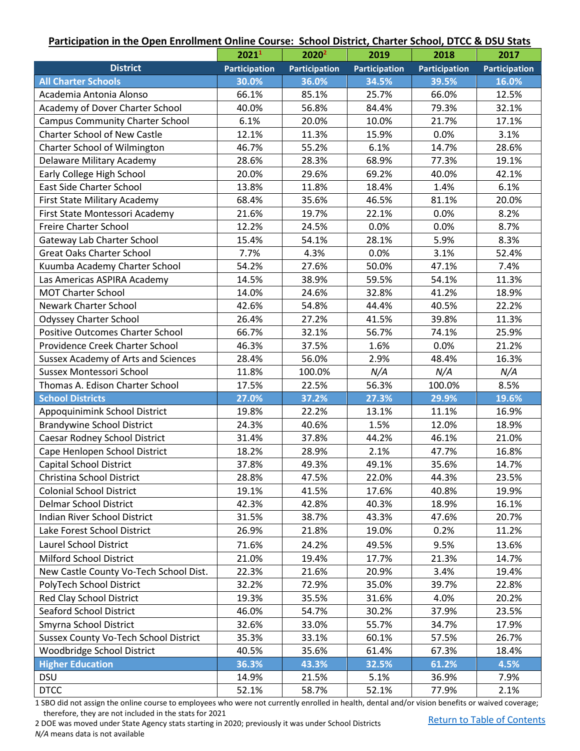**Participation in the Open Enrollment Online Course: School District, Charter School, DTCC & DSU Stats**

| District | 2021[1] Participation | 2020[2] Participation | 2019 Participation | 2018 Participation | 2017 Participation |
|---|---|---|---|---|---|
| **All Charter Schools** | **30.0%** | **36.0%** | **34.5%** | **39.5%** | **16.0%** |
| Academia Antonia Alonso | 66.1% | 85.1% | 25.7% | 66.0% | 12.5% |
| Academy of Dover Charter School | 40.0% | 56.8% | 84.4% | 79.3% | 32.1% |
| Campus Community Charter School | 6.1% | 20.0% | 10.0% | 21.7% | 17.1% |
| Charter School of New Castle | 12.1% | 11.3% | 15.9% | 0.0% | 3.1% |
| Charter School of Wilmington | 46.7% | 55.2% | 6.1% | 14.7% | 28.6% |
| Delaware Military Academy | 28.6% | 28.3% | 68.9% | 77.3% | 19.1% |
| Early College High School | 20.0% | 29.6% | 69.2% | 40.0% | 42.1% |
| East Side Charter School | 13.8% | 11.8% | 18.4% | 1.4% | 6.1% |
| First State Military Academy | 68.4% | 35.6% | 46.5% | 81.1% | 20.0% |
| First State Montessori Academy | 21.6% | 19.7% | 22.1% | 0.0% | 8.2% |
| Freire Charter School | 12.2% | 24.5% | 0.0% | 0.0% | 8.7% |
| Gateway Lab Charter School | 15.4% | 54.1% | 28.1% | 5.9% | 8.3% |
| Great Oaks Charter School | 7.7% | 4.3% | 0.0% | 3.1% | 52.4% |
| Kuumba Academy Charter School | 54.2% | 27.6% | 50.0% | 47.1% | 7.4% |
| Las Americas ASPIRA Academy | 14.5% | 38.9% | 59.5% | 54.1% | 11.3% |
| MOT Charter School | 14.0% | 24.6% | 32.8% | 41.2% | 18.9% |
| Newark Charter School | 42.6% | 54.8% | 44.4% | 40.5% | 22.2% |
| Odyssey Charter School | 26.4% | 27.2% | 41.5% | 39.8% | 11.3% |
| Positive Outcomes Charter School | 66.7% | 32.1% | 56.7% | 74.1% | 25.9% |
| Providence Creek Charter School | 46.3% | 37.5% | 1.6% | 0.0% | 21.2% |
| Sussex Academy of Arts and Sciences | 28.4% | 56.0% | 2.9% | 48.4% | 16.3% |
| Sussex Montessori School | 11.8% | 100.0% | *N/A* | *N/A* | *N/A* |
| Thomas A. Edison Charter School | 17.5% | 22.5% | 56.3% | 100.0% | 8.5% |
| **School Districts** | **27.0%** | **37.2%** | **27.3%** | **29.9%** | **19.6%** |
| Appoquinimink School District | 19.8% | 22.2% | 13.1% | 11.1% | 16.9% |
| Brandywine School District | 24.3% | 40.6% | 1.5% | 12.0% | 18.9% |
| Caesar Rodney School District | 31.4% | 37.8% | 44.2% | 46.1% | 21.0% |
| Cape Henlopen School District | 18.2% | 28.9% | 2.1% | 47.7% | 16.8% |
| Capital School District | 37.8% | 49.3% | 49.1% | 35.6% | 14.7% |
| Christina School District | 28.8% | 47.5% | 22.0% | 44.3% | 23.5% |
| Colonial School District | 19.1% | 41.5% | 17.6% | 40.8% | 19.9% |
| Delmar School District | 42.3% | 42.8% | 40.3% | 18.9% | 16.1% |
| Indian River School District | 31.5% | 38.7% | 43.3% | 47.6% | 20.7% |
| Lake Forest School District | 26.9% | 21.8% | 19.0% | 0.2% | 11.2% |
| Laurel School District | 71.6% | 24.2% | 49.5% | 9.5% | 13.6% |
| Milford School District | 21.0% | 19.4% | 17.7% | 21.3% | 14.7% |
| New Castle County Vo-Tech School Dist. | 22.3% | 21.6% | 20.9% | 3.4% | 19.4% |
| PolyTech School District | 32.2% | 72.9% | 35.0% | 39.7% | 22.8% |
| Red Clay School District | 19.3% | 35.5% | 31.6% | 4.0% | 20.2% |
| Seaford School District | 46.0% | 54.7% | 30.2% | 37.9% | 23.5% |
| Smyrna School District | 32.6% | 33.0% | 55.7% | 34.7% | 17.9% |
| Sussex County Vo-Tech School District | 35.3% | 33.1% | 60.1% | 57.5% | 26.7% |
| Woodbridge School District | 40.5% | 35.6% | 61.4% | 67.3% | 18.4% |
| **Higher Education** | **36.3%** | **43.3%** | **32.5%** | **61.2%** | **4.5%** |
| DSU | 14.9% | 21.5% | 5.1% | 36.9% | 7.9% |
| DTCC | 52.1% | 58.7% | 52.1% | 77.9% | 2.1% |

1 SBO did not assign the online course to employees who were not currently enrolled in health, dental and/or vision benefits or waived coverage; therefore, they are not included in the stats for 2021

2 DOE was moved under State Agency stats starting in 2020; previously it was under School Districts

*N/A* means data is not available

Return to Table of Contents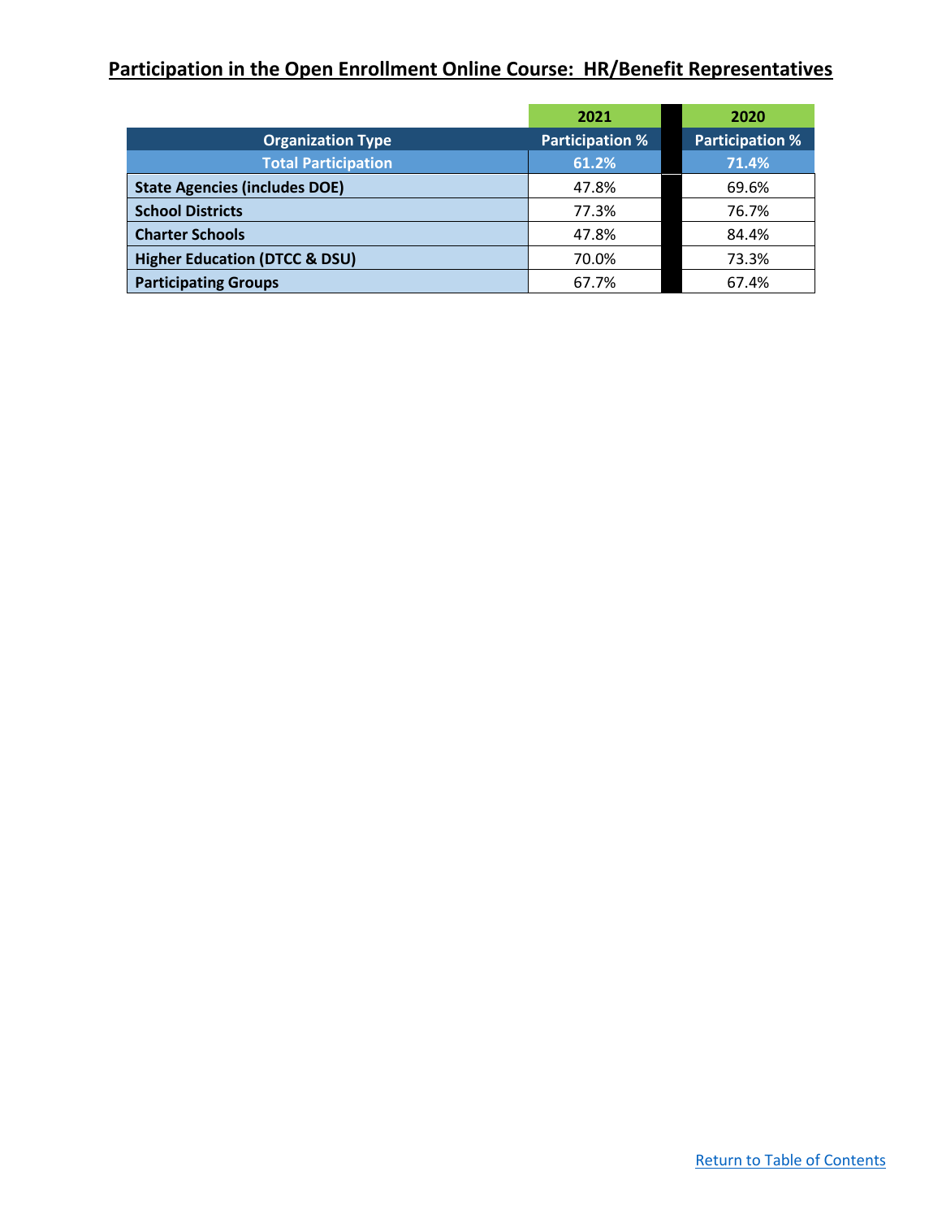## Participation in the Open Enrollment Online Course: HR/Benefit Representatives

| | 2021 | 2020 |
|---|---|---|
| **Organization Type** | **Participation %** | **Participation %** |
| **Total Participation** | **61.2%** | **71.4%** |
| **State Agencies (includes DOE)** | 47.8% | 69.6% |
| **School Districts** | 77.3% | 76.7% |
| **Charter Schools** | 47.8% | 84.4% |
| **Higher Education (DTCC & DSU)** | 70.0% | 73.3% |
| **Participating Groups** | 67.7% | 67.4% |

Return to Table of Contents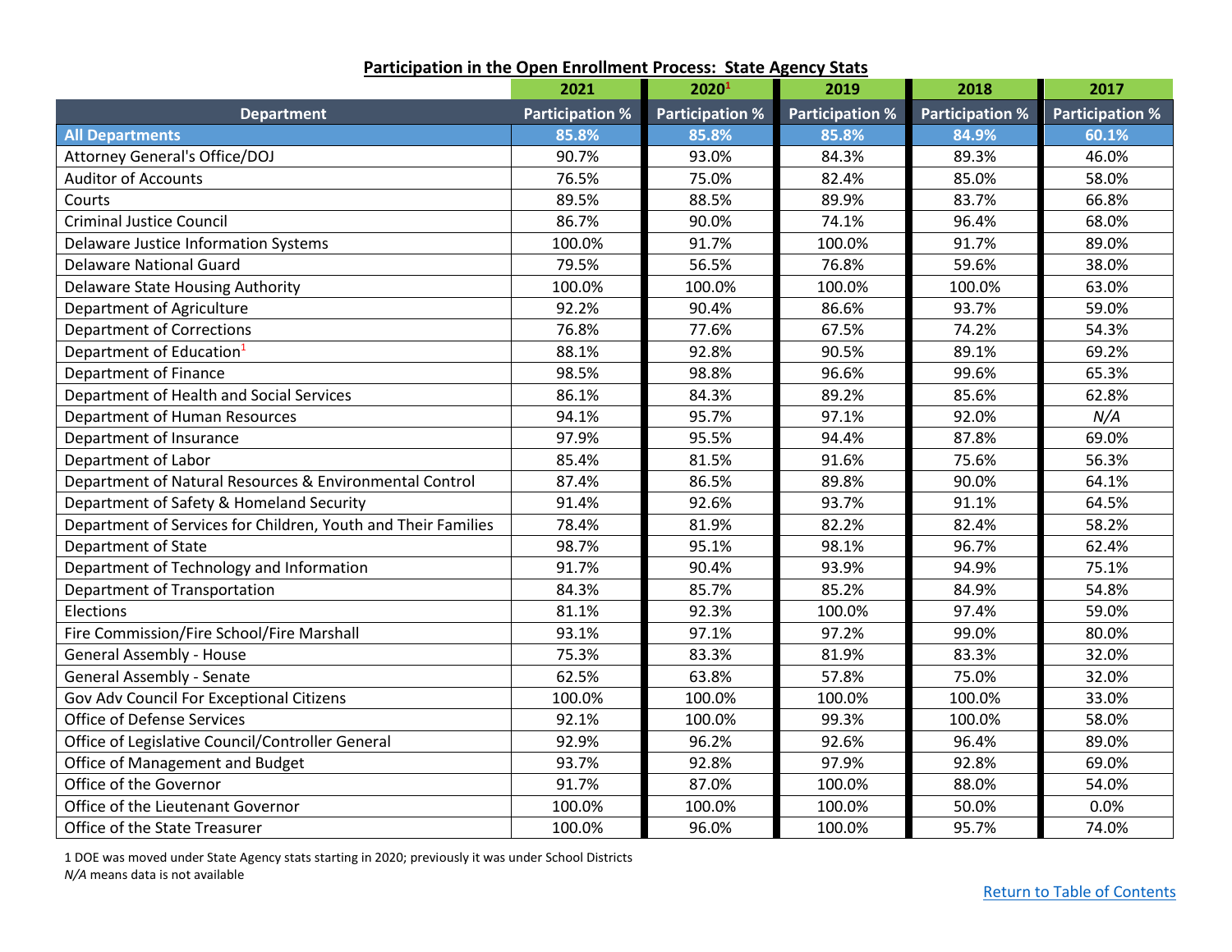**Participation in the Open Enrollment Process: State Agency Stats**

| | 2021 | 2020[1] | 2019 | 2018 | 2017 |
|---|---|---|---|---|---|
| **Department** | **Participation %** | **Participation %** | **Participation %** | **Participation %** | **Participation %** |
| **All Departments** | **85.8%** | **85.8%** | **85.8%** | **84.9%** | **60.1%** |
| Attorney General's Office/DOJ | 90.7% | 93.0% | 84.3% | 89.3% | 46.0% |
| Auditor of Accounts | 76.5% | 75.0% | 82.4% | 85.0% | 58.0% |
| Courts | 89.5% | 88.5% | 89.9% | 83.7% | 66.8% |
| Criminal Justice Council | 86.7% | 90.0% | 74.1% | 96.4% | 68.0% |
| Delaware Justice Information Systems | 100.0% | 91.7% | 100.0% | 91.7% | 89.0% |
| Delaware National Guard | 79.5% | 56.5% | 76.8% | 59.6% | 38.0% |
| Delaware State Housing Authority | 100.0% | 100.0% | 100.0% | 100.0% | 63.0% |
| Department of Agriculture | 92.2% | 90.4% | 86.6% | 93.7% | 59.0% |
| Department of Corrections | 76.8% | 77.6% | 67.5% | 74.2% | 54.3% |
| Department of Education[1] | 88.1% | 92.8% | 90.5% | 89.1% | 69.2% |
| Department of Finance | 98.5% | 98.8% | 96.6% | 99.6% | 65.3% |
| Department of Health and Social Services | 86.1% | 84.3% | 89.2% | 85.6% | 62.8% |
| Department of Human Resources | 94.1% | 95.7% | 97.1% | 92.0% | *N/A* |
| Department of Insurance | 97.9% | 95.5% | 94.4% | 87.8% | 69.0% |
| Department of Labor | 85.4% | 81.5% | 91.6% | 75.6% | 56.3% |
| Department of Natural Resources & Environmental Control | 87.4% | 86.5% | 89.8% | 90.0% | 64.1% |
| Department of Safety & Homeland Security | 91.4% | 92.6% | 93.7% | 91.1% | 64.5% |
| Department of Services for Children, Youth and Their Families | 78.4% | 81.9% | 82.2% | 82.4% | 58.2% |
| Department of State | 98.7% | 95.1% | 98.1% | 96.7% | 62.4% |
| Department of Technology and Information | 91.7% | 90.4% | 93.9% | 94.9% | 75.1% |
| Department of Transportation | 84.3% | 85.7% | 85.2% | 84.9% | 54.8% |
| Elections | 81.1% | 92.3% | 100.0% | 97.4% | 59.0% |
| Fire Commission/Fire School/Fire Marshall | 93.1% | 97.1% | 97.2% | 99.0% | 80.0% |
| General Assembly - House | 75.3% | 83.3% | 81.9% | 83.3% | 32.0% |
| General Assembly - Senate | 62.5% | 63.8% | 57.8% | 75.0% | 32.0% |
| Gov Adv Council For Exceptional Citizens | 100.0% | 100.0% | 100.0% | 100.0% | 33.0% |
| Office of Defense Services | 92.1% | 100.0% | 99.3% | 100.0% | 58.0% |
| Office of Legislative Council/Controller General | 92.9% | 96.2% | 92.6% | 96.4% | 89.0% |
| Office of Management and Budget | 93.7% | 92.8% | 97.9% | 92.8% | 69.0% |
| Office of the Governor | 91.7% | 87.0% | 100.0% | 88.0% | 54.0% |
| Office of the Lieutenant Governor | 100.0% | 100.0% | 100.0% | 50.0% | 0.0% |
| Office of the State Treasurer | 100.0% | 96.0% | 100.0% | 95.7% | 74.0% |

1 DOE was moved under State Agency stats starting in 2020; previously it was under School Districts

*N/A* means data is not available

Return to Table of Contents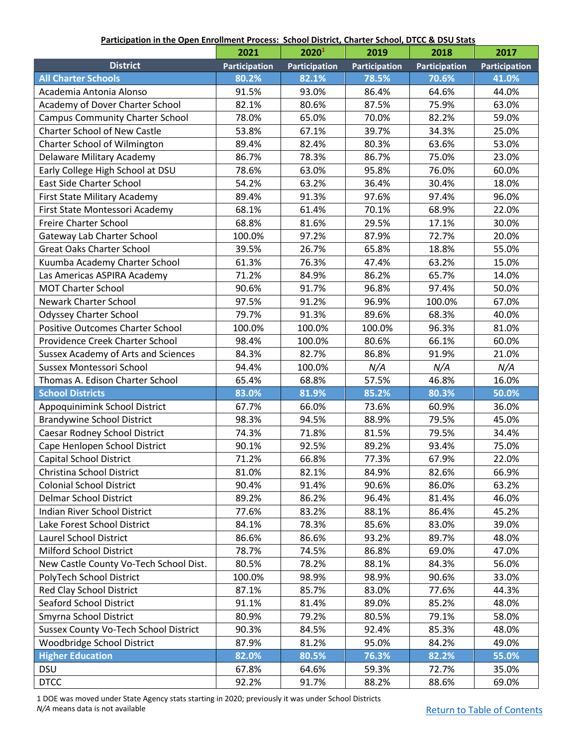**Participation in the Open Enrollment Process: School District, Charter School, DTCC & DSU Stats**

| | 2021 | 2020[1] | 2019 | 2018 | 2017 |
|---|---|---|---|---|---|
| **District** | **Participation** | **Participation** | **Participation** | **Participation** | **Participation** |
| **All Charter Schools** | **80.2%** | **82.1%** | **78.5%** | **70.6%** | **41.0%** |
| Academia Antonia Alonso | 91.5% | 93.0% | 86.4% | 64.6% | 44.0% |
| Academy of Dover Charter School | 82.1% | 80.6% | 87.5% | 75.9% | 63.0% |
| Campus Community Charter School | 78.0% | 65.0% | 70.0% | 82.2% | 59.0% |
| Charter School of New Castle | 53.8% | 67.1% | 39.7% | 34.3% | 25.0% |
| Charter School of Wilmington | 89.4% | 82.4% | 80.3% | 63.6% | 53.0% |
| Delaware Military Academy | 86.7% | 78.3% | 86.7% | 75.0% | 23.0% |
| Early College High School at DSU | 78.6% | 63.0% | 95.8% | 76.0% | 60.0% |
| East Side Charter School | 54.2% | 63.2% | 36.4% | 30.4% | 18.0% |
| First State Military Academy | 89.4% | 91.3% | 97.6% | 97.4% | 96.0% |
| First State Montessori Academy | 68.1% | 61.4% | 70.1% | 68.9% | 22.0% |
| Freire Charter School | 68.8% | 81.6% | 29.5% | 17.1% | 30.0% |
| Gateway Lab Charter School | 100.0% | 97.2% | 87.9% | 72.7% | 20.0% |
| Great Oaks Charter School | 39.5% | 26.7% | 65.8% | 18.8% | 55.0% |
| Kuumba Academy Charter School | 61.3% | 76.3% | 47.4% | 63.2% | 15.0% |
| Las Americas ASPIRA Academy | 71.2% | 84.9% | 86.2% | 65.7% | 14.0% |
| MOT Charter School | 90.6% | 91.7% | 96.8% | 97.4% | 50.0% |
| Newark Charter School | 97.5% | 91.2% | 96.9% | 100.0% | 67.0% |
| Odyssey Charter School | 79.7% | 91.3% | 89.6% | 68.3% | 40.0% |
| Positive Outcomes Charter School | 100.0% | 100.0% | 100.0% | 96.3% | 81.0% |
| Providence Creek Charter School | 98.4% | 100.0% | 80.6% | 66.1% | 60.0% |
| Sussex Academy of Arts and Sciences | 84.3% | 82.7% | 86.8% | 91.9% | 21.0% |
| Sussex Montessori School | 94.4% | 100.0% | *N/A* | *N/A* | *N/A* |
| Thomas A. Edison Charter School | 65.4% | 68.8% | 57.5% | 46.8% | 16.0% |
| **School Districts** | **83.0%** | **81.9%** | **85.2%** | **80.3%** | **50.0%** |
| Appoquinimink School District | 67.7% | 66.0% | 73.6% | 60.9% | 36.0% |
| Brandywine School District | 98.3% | 94.5% | 88.9% | 79.5% | 45.0% |
| Caesar Rodney School District | 74.3% | 71.8% | 81.5% | 79.5% | 34.4% |
| Cape Henlopen School District | 90.1% | 92.5% | 89.2% | 93.4% | 75.0% |
| Capital School District | 71.2% | 66.8% | 77.3% | 67.9% | 22.0% |
| Christina School District | 81.0% | 82.1% | 84.9% | 82.6% | 66.9% |
| Colonial School District | 90.4% | 91.4% | 90.6% | 86.0% | 63.2% |
| Delmar School District | 89.2% | 86.2% | 96.4% | 81.4% | 46.0% |
| Indian River School District | 77.6% | 83.2% | 88.1% | 86.4% | 45.2% |
| Lake Forest School District | 84.1% | 78.3% | 85.6% | 83.0% | 39.0% |
| Laurel School District | 86.6% | 86.6% | 93.2% | 89.7% | 48.0% |
| Milford School District | 78.7% | 74.5% | 86.8% | 69.0% | 47.0% |
| New Castle County Vo-Tech School Dist. | 80.5% | 78.2% | 88.1% | 84.3% | 56.0% |
| PolyTech School District | 100.0% | 98.9% | 98.9% | 90.6% | 33.0% |
| Red Clay School District | 87.1% | 85.7% | 83.0% | 77.6% | 44.3% |
| Seaford School District | 91.1% | 81.4% | 89.0% | 85.2% | 48.0% |
| Smyrna School District | 80.9% | 79.2% | 80.5% | 79.1% | 58.0% |
| Sussex County Vo-Tech School District | 90.3% | 84.5% | 92.4% | 85.3% | 48.0% |
| Woodbridge School District | 87.9% | 81.2% | 95.0% | 84.2% | 49.0% |
| **Higher Education** | **82.0%** | **80.5%** | **76.3%** | **82.2%** | **55.0%** |
| DSU | 67.8% | 64.6% | 59.3% | 72.7% | 35.0% |
| DTCC | 92.2% | 91.7% | 88.2% | 88.6% | 69.0% |

1 DOE was moved under State Agency stats starting in 2020; previously it was under School Districts
*N/A* means data is not available

Return to Table of Contents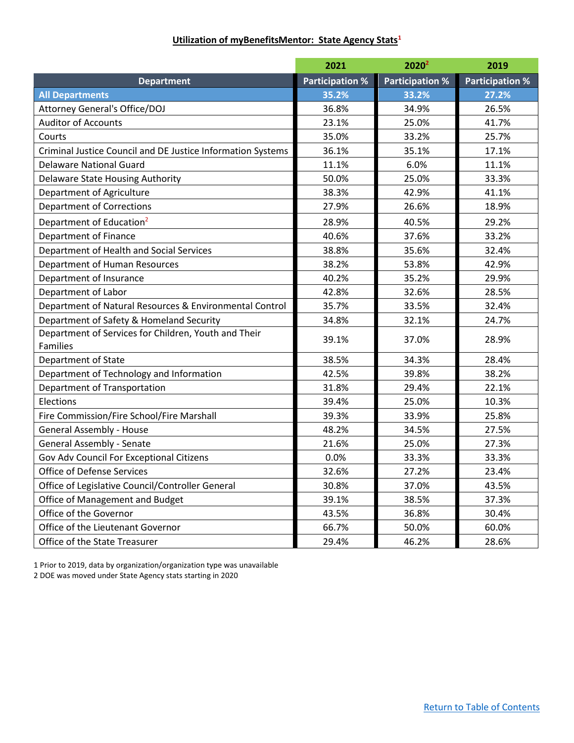## Utilization of myBenefitsMentor: State Agency Stats[1]

| | 2021 | 2020[2] | 2019 |
|---|---|---|---|
| **Department** | **Participation %** | **Participation %** | **Participation %** |
| **All Departments** | **35.2%** | **33.2%** | **27.2%** |
| Attorney General's Office/DOJ | 36.8% | 34.9% | 26.5% |
| Auditor of Accounts | 23.1% | 25.0% | 41.7% |
| Courts | 35.0% | 33.2% | 25.7% |
| Criminal Justice Council and DE Justice Information Systems | 36.1% | 35.1% | 17.1% |
| Delaware National Guard | 11.1% | 6.0% | 11.1% |
| Delaware State Housing Authority | 50.0% | 25.0% | 33.3% |
| Department of Agriculture | 38.3% | 42.9% | 41.1% |
| Department of Corrections | 27.9% | 26.6% | 18.9% |
| Department of Education[2] | 28.9% | 40.5% | 29.2% |
| Department of Finance | 40.6% | 37.6% | 33.2% |
| Department of Health and Social Services | 38.8% | 35.6% | 32.4% |
| Department of Human Resources | 38.2% | 53.8% | 42.9% |
| Department of Insurance | 40.2% | 35.2% | 29.9% |
| Department of Labor | 42.8% | 32.6% | 28.5% |
| Department of Natural Resources & Environmental Control | 35.7% | 33.5% | 32.4% |
| Department of Safety & Homeland Security | 34.8% | 32.1% | 24.7% |
| Department of Services for Children, Youth and Their Families | 39.1% | 37.0% | 28.9% |
| Department of State | 38.5% | 34.3% | 28.4% |
| Department of Technology and Information | 42.5% | 39.8% | 38.2% |
| Department of Transportation | 31.8% | 29.4% | 22.1% |
| Elections | 39.4% | 25.0% | 10.3% |
| Fire Commission/Fire School/Fire Marshall | 39.3% | 33.9% | 25.8% |
| General Assembly - House | 48.2% | 34.5% | 27.5% |
| General Assembly - Senate | 21.6% | 25.0% | 27.3% |
| Gov Adv Council For Exceptional Citizens | 0.0% | 33.3% | 33.3% |
| Office of Defense Services | 32.6% | 27.2% | 23.4% |
| Office of Legislative Council/Controller General | 30.8% | 37.0% | 43.5% |
| Office of Management and Budget | 39.1% | 38.5% | 37.3% |
| Office of the Governor | 43.5% | 36.8% | 30.4% |
| Office of the Lieutenant Governor | 66.7% | 50.0% | 60.0% |
| Office of the State Treasurer | 29.4% | 46.2% | 28.6% |

1 Prior to 2019, data by organization/organization type was unavailable

2 DOE was moved under State Agency stats starting in 2020

Return to Table of Contents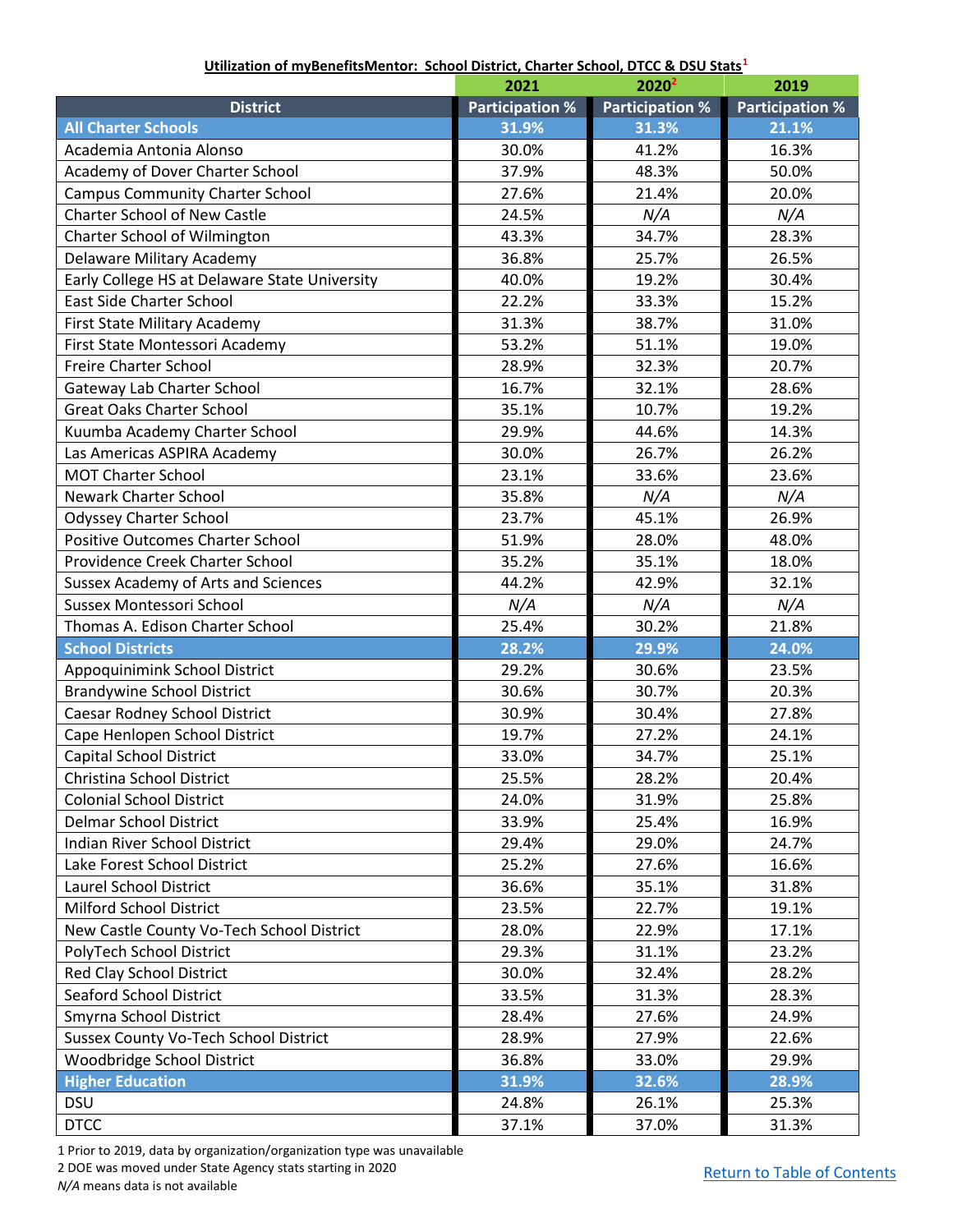**Utilization of myBenefitsMentor: School District, Charter School, DTCC & DSU Stats[1]**

| | 2021 | 2020[2] | 2019 |
|---|---|---|---|
| **District** | **Participation %** | **Participation %** | **Participation %** |
| **All Charter Schools** | **31.9%** | **31.3%** | **21.1%** |
| Academia Antonia Alonso | 30.0% | 41.2% | 16.3% |
| Academy of Dover Charter School | 37.9% | 48.3% | 50.0% |
| Campus Community Charter School | 27.6% | 21.4% | 20.0% |
| Charter School of New Castle | 24.5% | *N/A* | *N/A* |
| Charter School of Wilmington | 43.3% | 34.7% | 28.3% |
| Delaware Military Academy | 36.8% | 25.7% | 26.5% |
| Early College HS at Delaware State University | 40.0% | 19.2% | 30.4% |
| East Side Charter School | 22.2% | 33.3% | 15.2% |
| First State Military Academy | 31.3% | 38.7% | 31.0% |
| First State Montessori Academy | 53.2% | 51.1% | 19.0% |
| Freire Charter School | 28.9% | 32.3% | 20.7% |
| Gateway Lab Charter School | 16.7% | 32.1% | 28.6% |
| Great Oaks Charter School | 35.1% | 10.7% | 19.2% |
| Kuumba Academy Charter School | 29.9% | 44.6% | 14.3% |
| Las Americas ASPIRA Academy | 30.0% | 26.7% | 26.2% |
| MOT Charter School | 23.1% | 33.6% | 23.6% |
| Newark Charter School | 35.8% | *N/A* | *N/A* |
| Odyssey Charter School | 23.7% | 45.1% | 26.9% |
| Positive Outcomes Charter School | 51.9% | 28.0% | 48.0% |
| Providence Creek Charter School | 35.2% | 35.1% | 18.0% |
| Sussex Academy of Arts and Sciences | 44.2% | 42.9% | 32.1% |
| Sussex Montessori School | *N/A* | *N/A* | *N/A* |
| Thomas A. Edison Charter School | 25.4% | 30.2% | 21.8% |
| **School Districts** | **28.2%** | **29.9%** | **24.0%** |
| Appoquinimink School District | 29.2% | 30.6% | 23.5% |
| Brandywine School District | 30.6% | 30.7% | 20.3% |
| Caesar Rodney School District | 30.9% | 30.4% | 27.8% |
| Cape Henlopen School District | 19.7% | 27.2% | 24.1% |
| Capital School District | 33.0% | 34.7% | 25.1% |
| Christina School District | 25.5% | 28.2% | 20.4% |
| Colonial School District | 24.0% | 31.9% | 25.8% |
| Delmar School District | 33.9% | 25.4% | 16.9% |
| Indian River School District | 29.4% | 29.0% | 24.7% |
| Lake Forest School District | 25.2% | 27.6% | 16.6% |
| Laurel School District | 36.6% | 35.1% | 31.8% |
| Milford School District | 23.5% | 22.7% | 19.1% |
| New Castle County Vo-Tech School District | 28.0% | 22.9% | 17.1% |
| PolyTech School District | 29.3% | 31.1% | 23.2% |
| Red Clay School District | 30.0% | 32.4% | 28.2% |
| Seaford School District | 33.5% | 31.3% | 28.3% |
| Smyrna School District | 28.4% | 27.6% | 24.9% |
| Sussex County Vo-Tech School District | 28.9% | 27.9% | 22.6% |
| Woodbridge School District | 36.8% | 33.0% | 29.9% |
| **Higher Education** | **31.9%** | **32.6%** | **28.9%** |
| DSU | 24.8% | 26.1% | 25.3% |
| DTCC | 37.1% | 37.0% | 31.3% |

1 Prior to 2019, data by organization/organization type was unavailable

2 DOE was moved under State Agency stats starting in 2020

*N/A* means data is not available

Return to Table of Contents